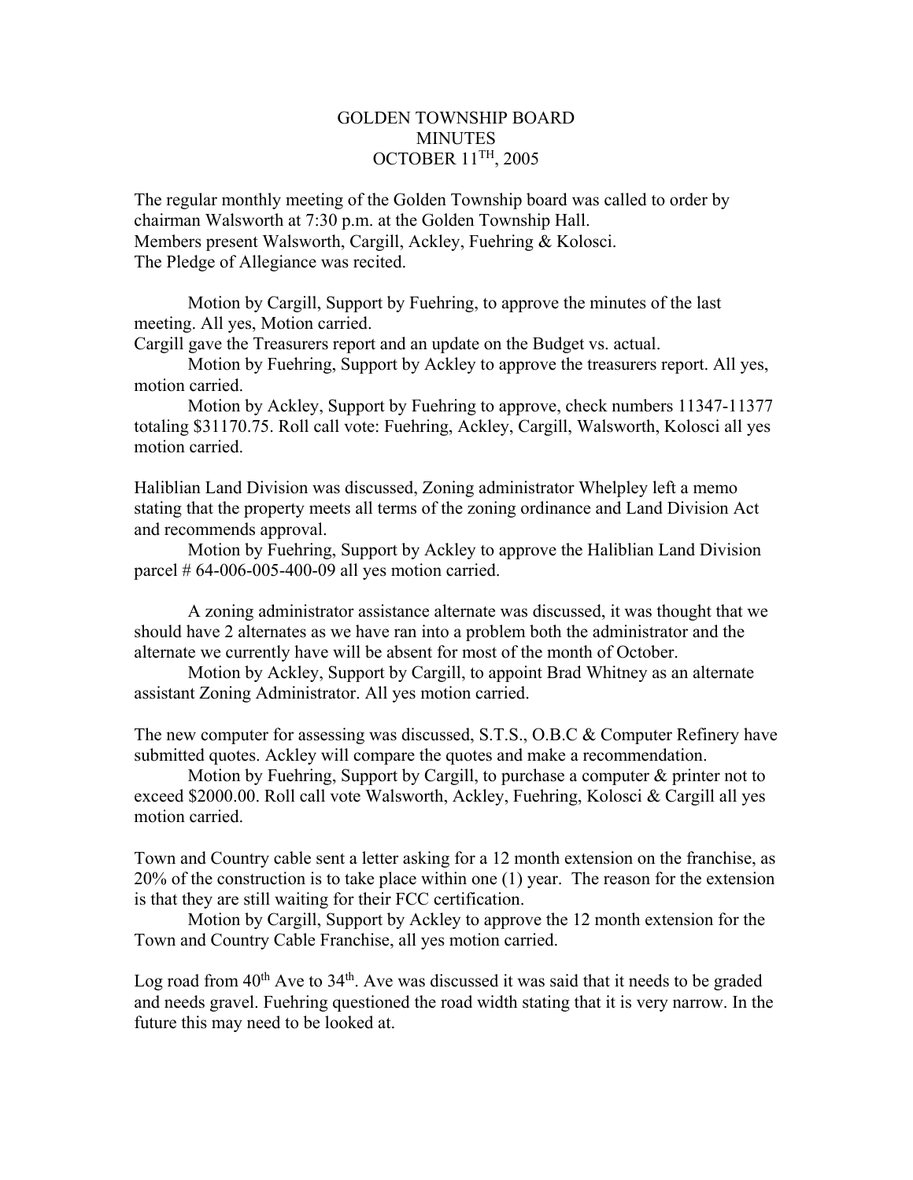# GOLDEN TOWNSHIP BOARD
## MINUTES
## OCTOBER 11TH, 2005

The regular monthly meeting of the Golden Township board was called to order by chairman Walsworth at 7:30 p.m. at the Golden Township Hall.
Members present Walsworth, Cargill, Ackley, Fuehring & Kolosci.
The Pledge of Allegiance was recited.

Motion by Cargill, Support by Fuehring, to approve the minutes of the last meeting. All yes, Motion carried.

Cargill gave the Treasurers report and an update on the Budget vs. actual.

Motion by Fuehring, Support by Ackley to approve the treasurers report. All yes, motion carried.

Motion by Ackley, Support by Fuehring to approve, check numbers 11347-11377 totaling $31170.75. Roll call vote: Fuehring, Ackley, Cargill, Walsworth, Kolosci all yes motion carried.

Haliblian Land Division was discussed, Zoning administrator Whelpley left a memo stating that the property meets all terms of the zoning ordinance and Land Division Act and recommends approval.

Motion by Fuehring, Support by Ackley to approve the Haliblian Land Division parcel # 64-006-005-400-09 all yes motion carried.

A zoning administrator assistance alternate was discussed, it was thought that we should have 2 alternates as we have ran into a problem both the administrator and the alternate we currently have will be absent for most of the month of October.

Motion by Ackley, Support by Cargill, to appoint Brad Whitney as an alternate assistant Zoning Administrator. All yes motion carried.

The new computer for assessing was discussed, S.T.S., O.B.C & Computer Refinery have submitted quotes. Ackley will compare the quotes and make a recommendation.

Motion by Fuehring, Support by Cargill, to purchase a computer & printer not to exceed $2000.00. Roll call vote Walsworth, Ackley, Fuehring, Kolosci & Cargill all yes motion carried.

Town and Country cable sent a letter asking for a 12 month extension on the franchise, as 20% of the construction is to take place within one (1) year. The reason for the extension is that they are still waiting for their FCC certification.

Motion by Cargill, Support by Ackley to approve the 12 month extension for the Town and Country Cable Franchise, all yes motion carried.

Log road from 40th Ave to 34th. Ave was discussed it was said that it needs to be graded and needs gravel. Fuehring questioned the road width stating that it is very narrow. In the future this may need to be looked at.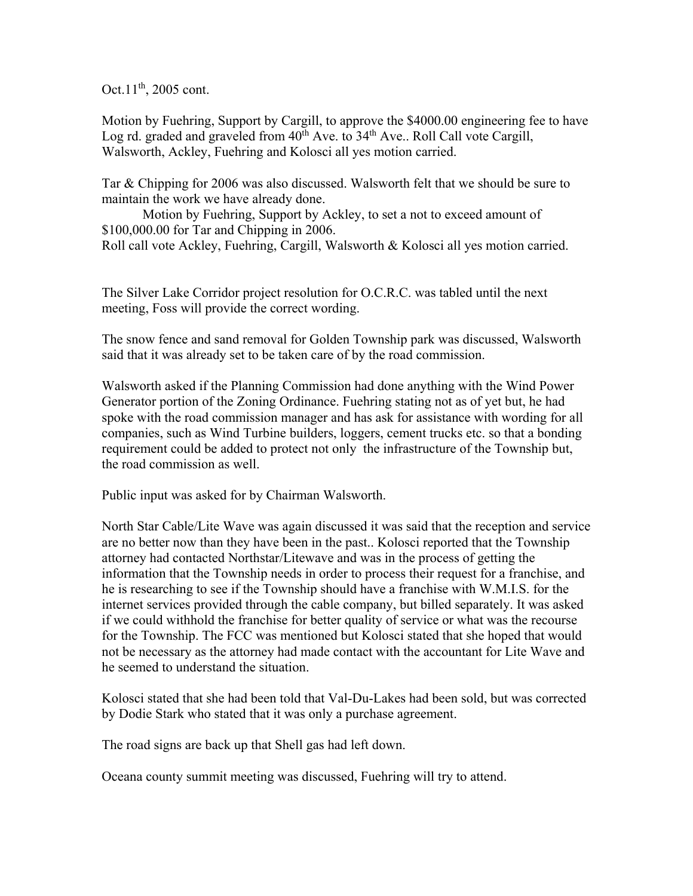Oct.11th, 2005 cont.

Motion by Fuehring, Support by Cargill, to approve the $4000.00 engineering fee to have Log rd. graded and graveled from 40th Ave. to 34th Ave.. Roll Call vote Cargill, Walsworth, Ackley, Fuehring and Kolosci all yes motion carried.

Tar & Chipping for 2006 was also discussed. Walsworth felt that we should be sure to maintain the work we have already done.

Motion by Fuehring, Support by Ackley, to set a not to exceed amount of $100,000.00 for Tar and Chipping in 2006.
Roll call vote Ackley, Fuehring, Cargill, Walsworth & Kolosci all yes motion carried.

The Silver Lake Corridor project resolution for O.C.R.C. was tabled until the next meeting, Foss will provide the correct wording.

The snow fence and sand removal for Golden Township park was discussed, Walsworth said that it was already set to be taken care of by the road commission.

Walsworth asked if the Planning Commission had done anything with the Wind Power Generator portion of the Zoning Ordinance. Fuehring stating not as of yet but, he had spoke with the road commission manager and has ask for assistance with wording for all companies, such as Wind Turbine builders, loggers, cement trucks etc. so that a bonding requirement could be added to protect not only the infrastructure of the Township but, the road commission as well.

Public input was asked for by Chairman Walsworth.

North Star Cable/Lite Wave was again discussed it was said that the reception and service are no better now than they have been in the past.. Kolosci reported that the Township attorney had contacted Northstar/Litewave and was in the process of getting the information that the Township needs in order to process their request for a franchise, and he is researching to see if the Township should have a franchise with W.M.I.S. for the internet services provided through the cable company, but billed separately. It was asked if we could withhold the franchise for better quality of service or what was the recourse for the Township. The FCC was mentioned but Kolosci stated that she hoped that would not be necessary as the attorney had made contact with the accountant for Lite Wave and he seemed to understand the situation.

Kolosci stated that she had been told that Val-Du-Lakes had been sold, but was corrected by Dodie Stark who stated that it was only a purchase agreement.

The road signs are back up that Shell gas had left down.

Oceana county summit meeting was discussed, Fuehring will try to attend.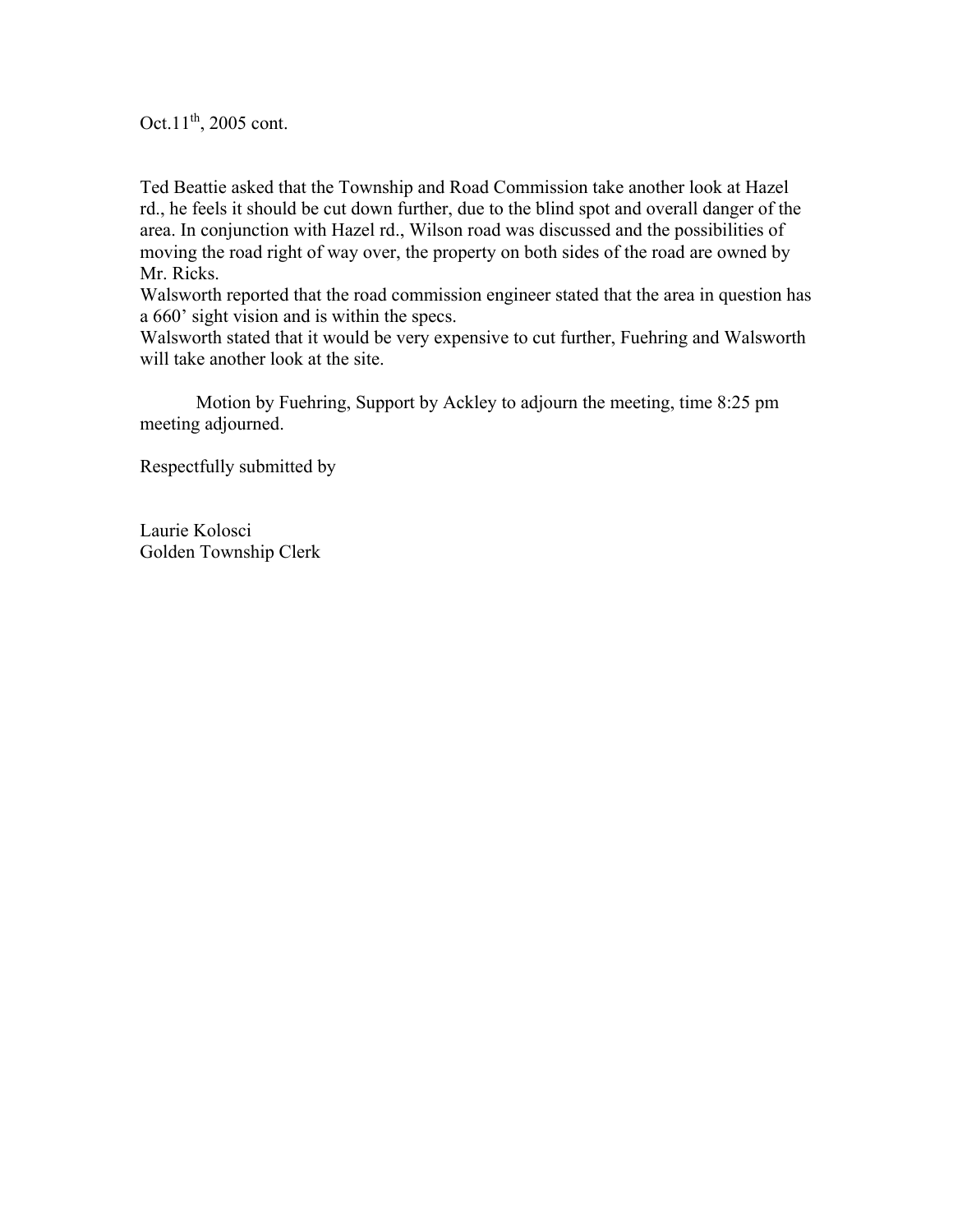Oct.11th, 2005 cont.

Ted Beattie asked that the Township and Road Commission take another look at Hazel rd., he feels it should be cut down further, due to the blind spot and overall danger of the area. In conjunction with Hazel rd., Wilson road was discussed and the possibilities of moving the road right of way over, the property on both sides of the road are owned by Mr. Ricks.
Walsworth reported that the road commission engineer stated that the area in question has a 660' sight vision and is within the specs.
Walsworth stated that it would be very expensive to cut further, Fuehring and Walsworth will take another look at the site.

Motion by Fuehring, Support by Ackley to adjourn the meeting, time 8:25 pm meeting adjourned.

Respectfully submitted by

Laurie Kolosci
Golden Township Clerk